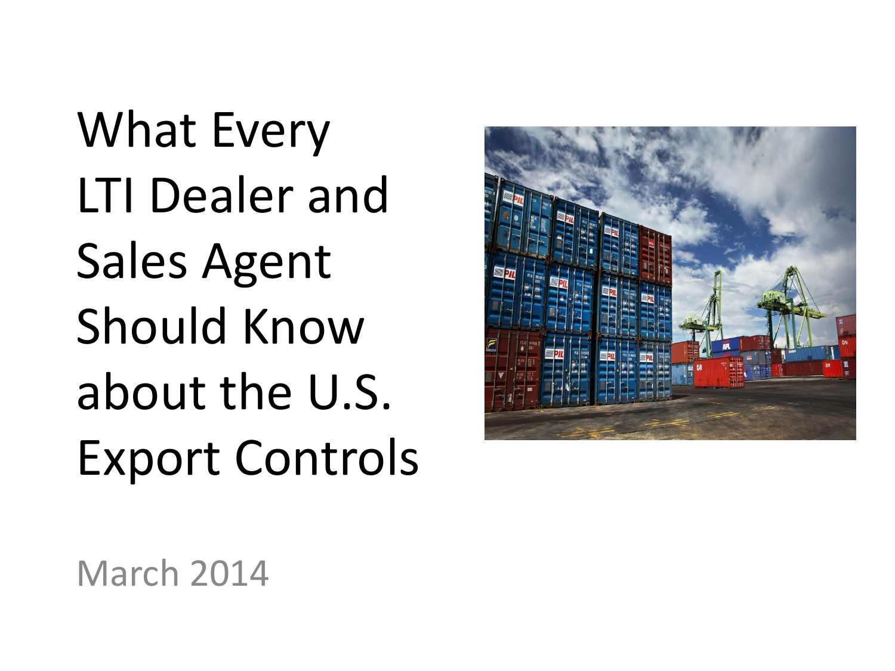# What Every LTI Dealer and Sales Agent Should Know about the U.S. Export Controls

March 2014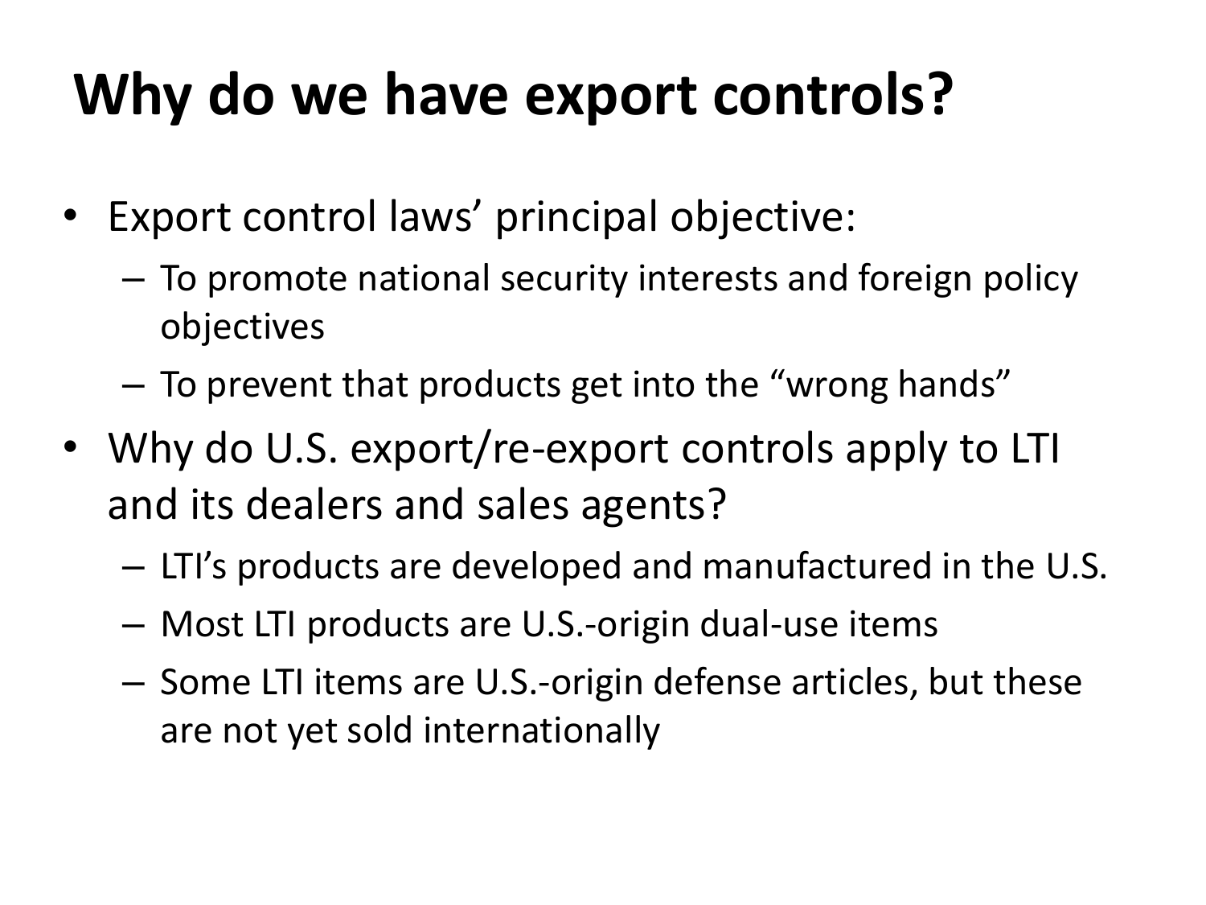# Why do we have export controls?

- Export control laws' principal objective:
  - To promote national security interests and foreign policy objectives
  - To prevent that products get into the "wrong hands"
- Why do U.S. export/re-export controls apply to LTI and its dealers and sales agents?
  - LTI's products are developed and manufactured in the U.S.
  - Most LTI products are U.S.-origin dual-use items
  - Some LTI items are U.S.-origin defense articles, but these are not yet sold internationally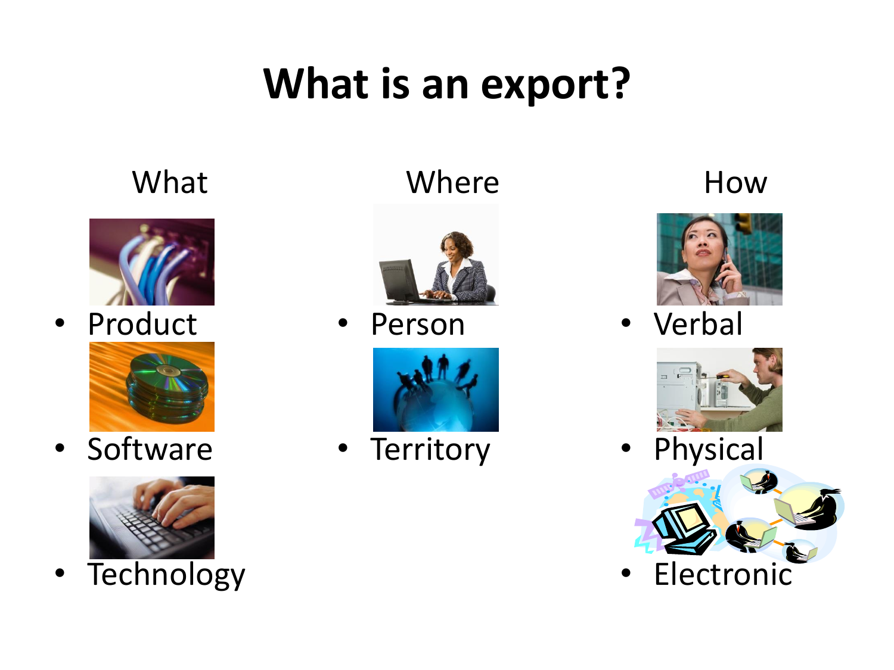# What is an export?

**What**

- Product
- Software
- Technology

**Where**

- Person
- Territory

**How**

- Verbal
- Physical
- Electronic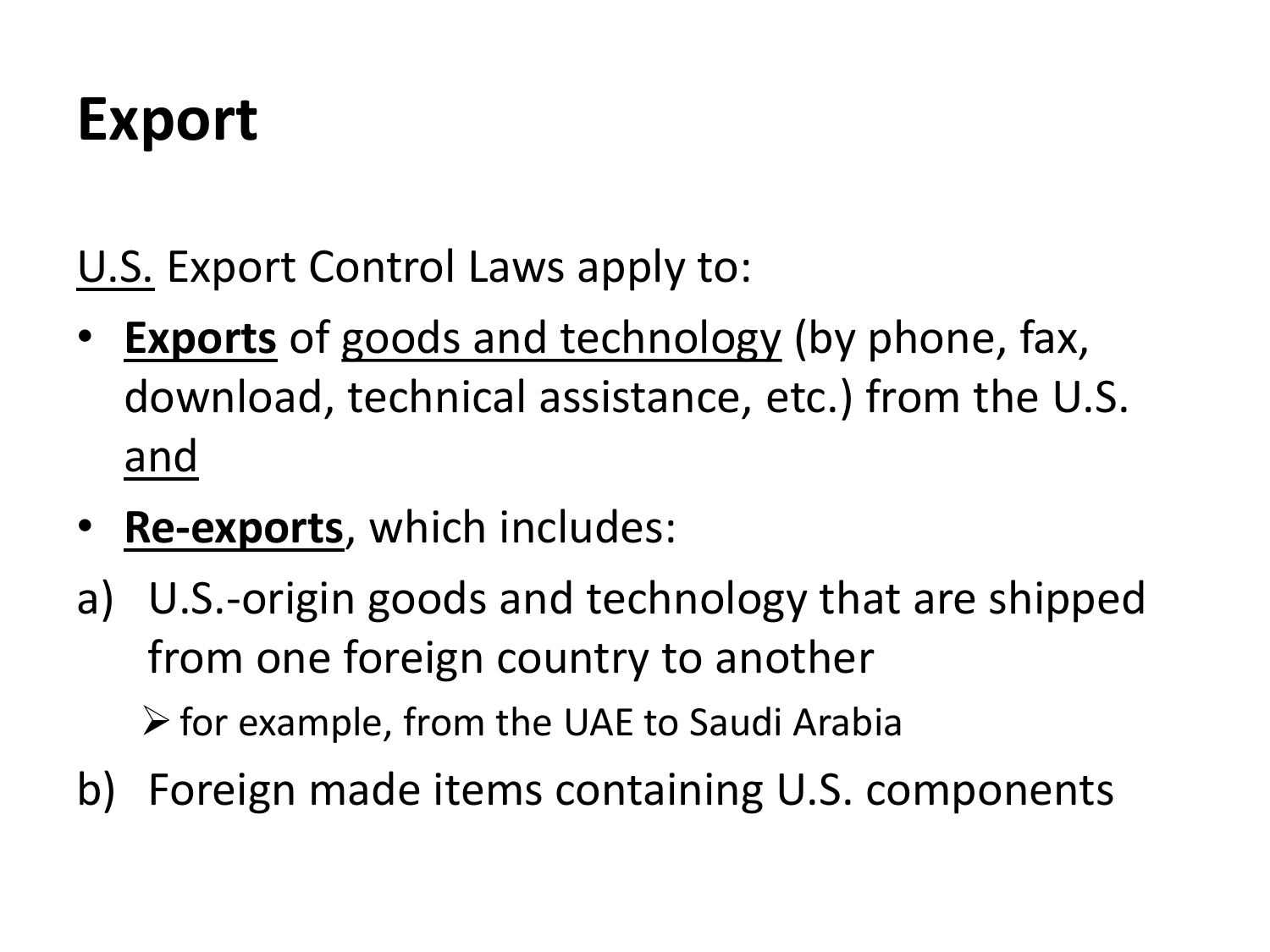# Export

<u>U.S.</u> Export Control Laws apply to:

- **<u>Exports</u>** of <u>goods and technology</u> (by phone, fax, download, technical assistance, etc.) from the U.S. <u>and</u>
- **<u>Re-exports</u>**, which includes:

a) U.S.-origin goods and technology that are shipped from one foreign country to another

   - for example, from the UAE to Saudi Arabia

b) Foreign made items containing U.S. components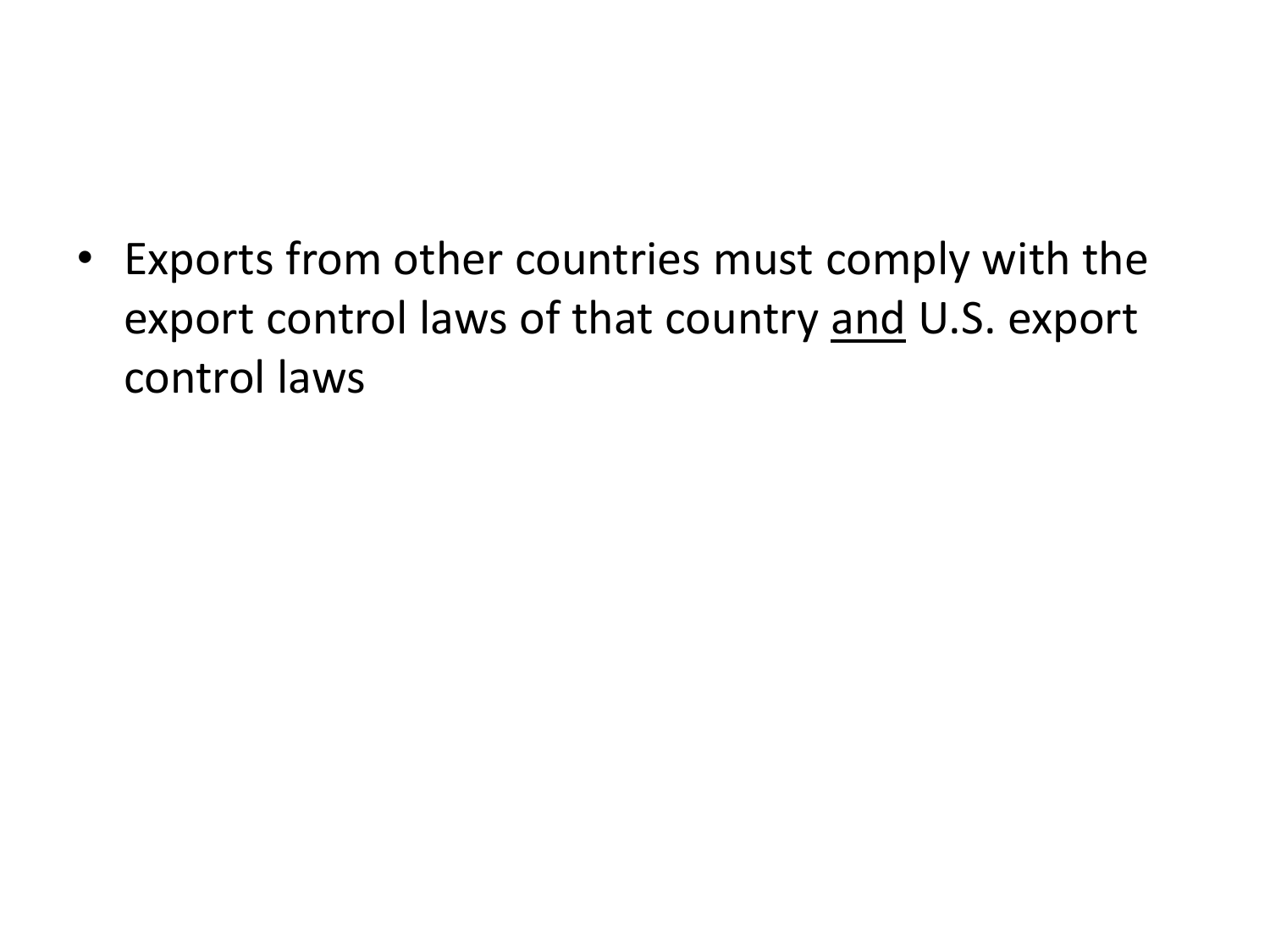- Exports from other countries must comply with the export control laws of that country <u>and</u> U.S. export control laws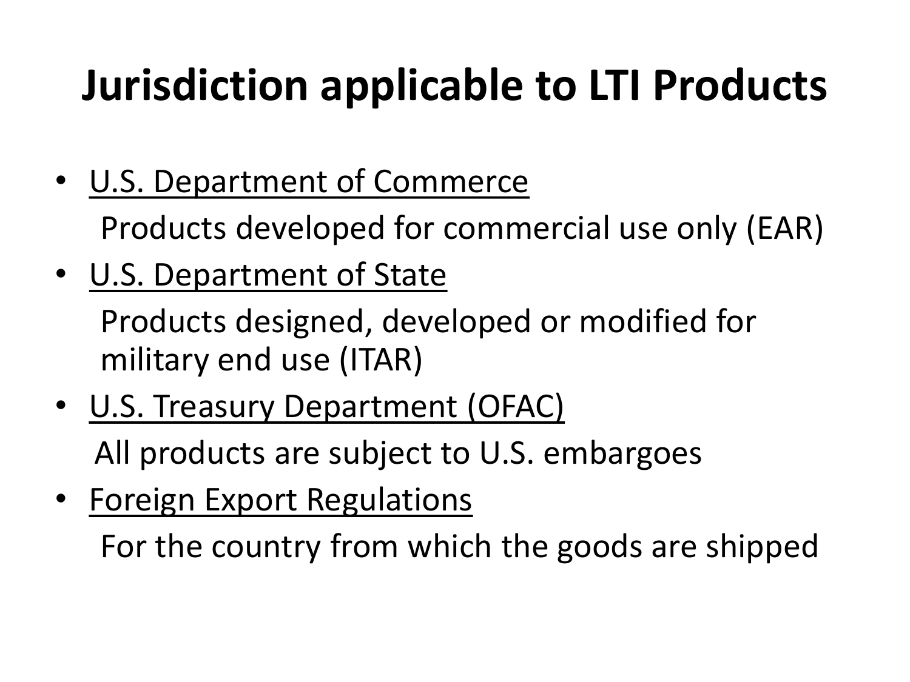# Jurisdiction applicable to LTI Products

- U.S. Department of Commerce

  Products developed for commercial use only (EAR)

- U.S. Department of State

  Products designed, developed or modified for military end use (ITAR)

- U.S. Treasury Department (OFAC)

  All products are subject to U.S. embargoes

- Foreign Export Regulations

  For the country from which the goods are shipped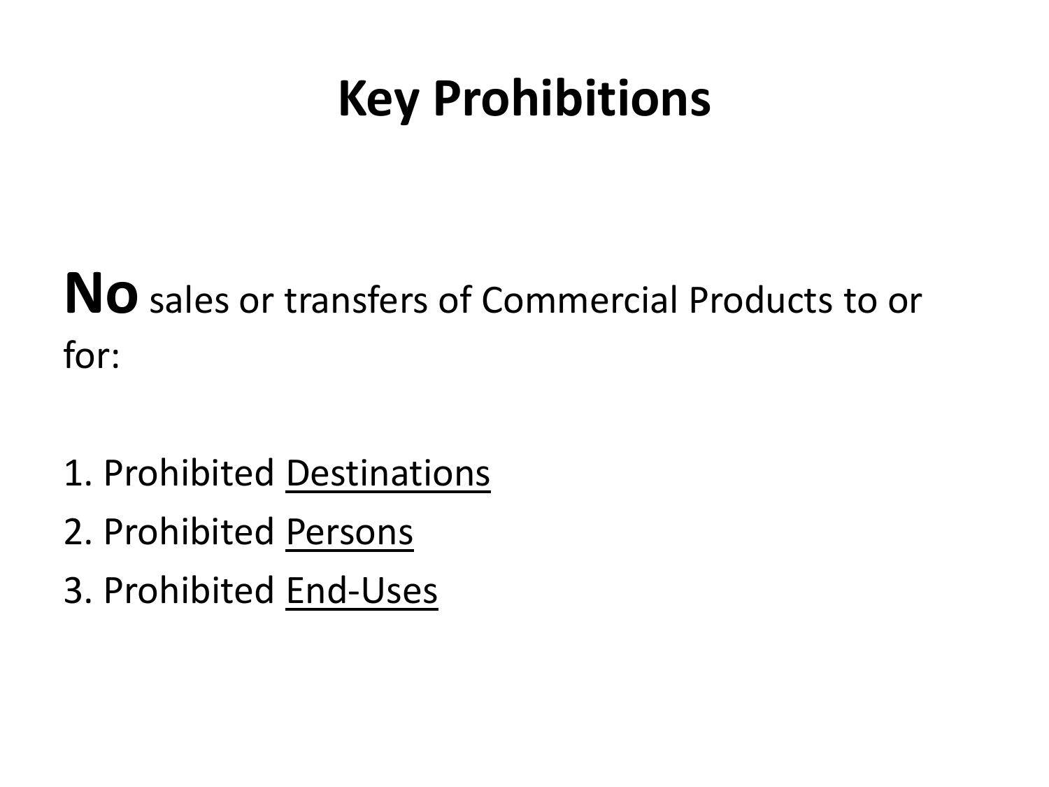# Key Prohibitions

**No** sales or transfers of Commercial Products to or for:

1. Prohibited <u>Destinations</u>
2. Prohibited <u>Persons</u>
3. Prohibited <u>End-Uses</u>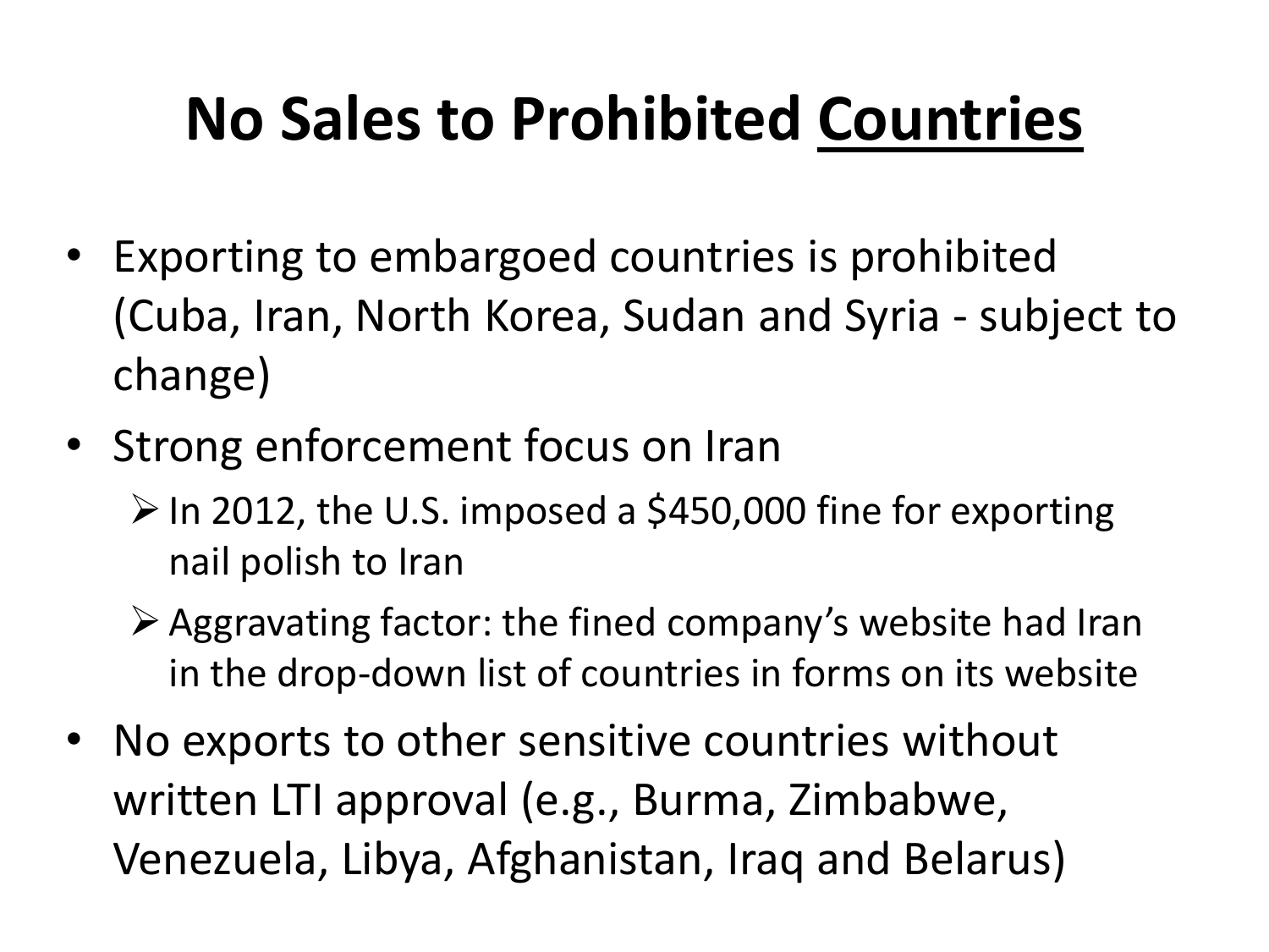# No Sales to Prohibited Countries

- Exporting to embargoed countries is prohibited (Cuba, Iran, North Korea, Sudan and Syria - subject to change)
- Strong enforcement focus on Iran
  - In 2012, the U.S. imposed a $450,000 fine for exporting nail polish to Iran
  - Aggravating factor: the fined company's website had Iran in the drop-down list of countries in forms on its website
- No exports to other sensitive countries without written LTI approval (e.g., Burma, Zimbabwe, Venezuela, Libya, Afghanistan, Iraq and Belarus)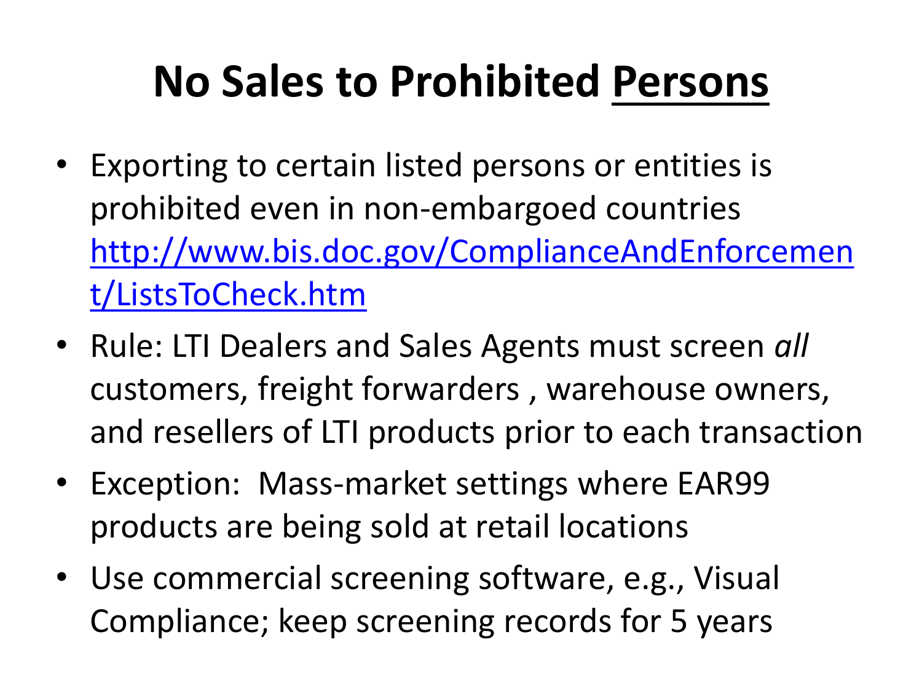# No Sales to Prohibited Persons

- Exporting to certain listed persons or entities is prohibited even in non-embargoed countries http://www.bis.doc.gov/ComplianceAndEnforcement/ListsToCheck.htm
- Rule: LTI Dealers and Sales Agents must screen *all* customers, freight forwarders , warehouse owners, and resellers of LTI products prior to each transaction
- Exception: Mass-market settings where EAR99 products are being sold at retail locations
- Use commercial screening software, e.g., Visual Compliance; keep screening records for 5 years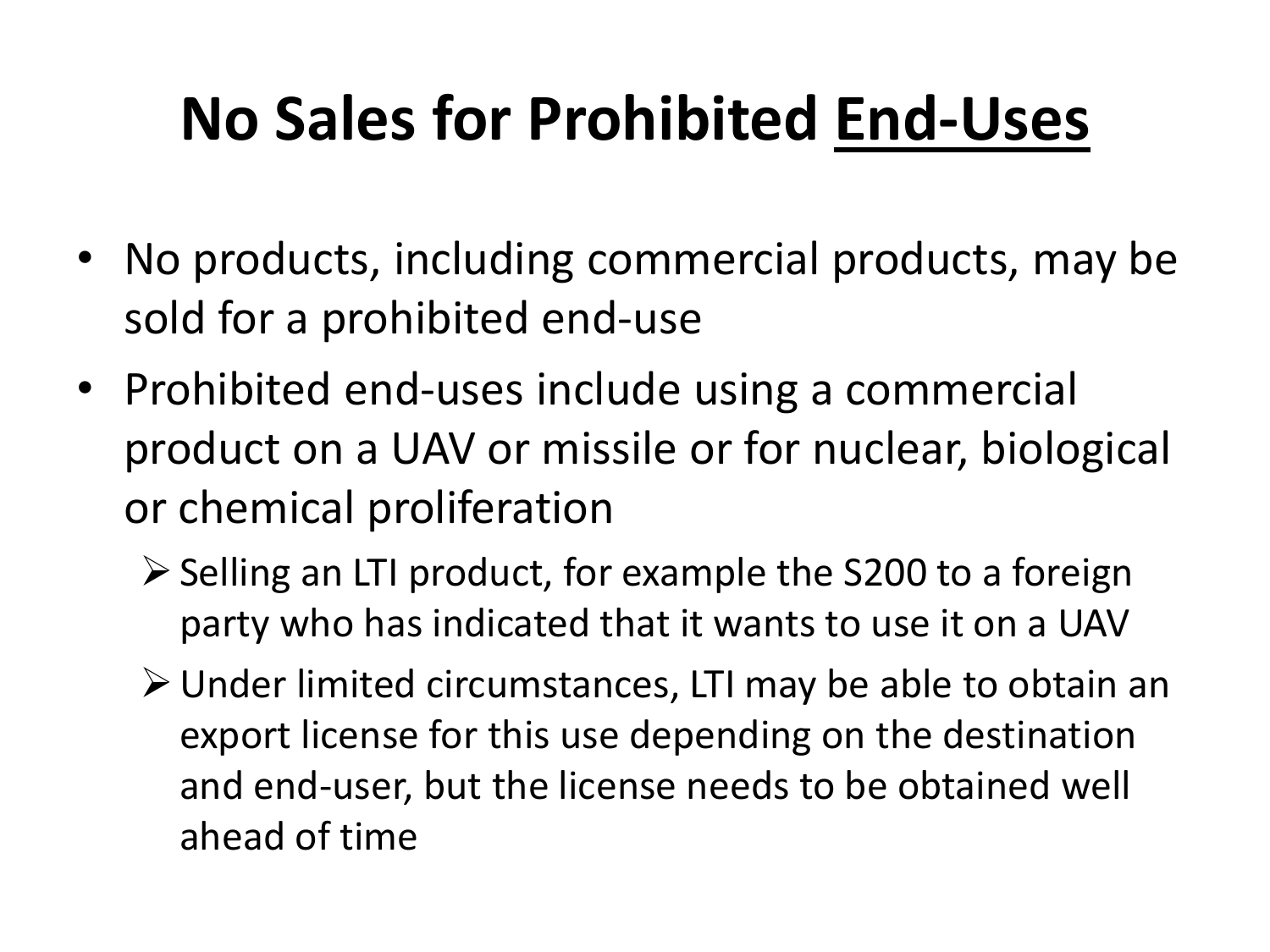# No Sales for Prohibited End-Uses

- No products, including commercial products, may be sold for a prohibited end-use
- Prohibited end-uses include using a commercial product on a UAV or missile or for nuclear, biological or chemical proliferation
  - Selling an LTI product, for example the S200 to a foreign party who has indicated that it wants to use it on a UAV
  - Under limited circumstances, LTI may be able to obtain an export license for this use depending on the destination and end-user, but the license needs to be obtained well ahead of time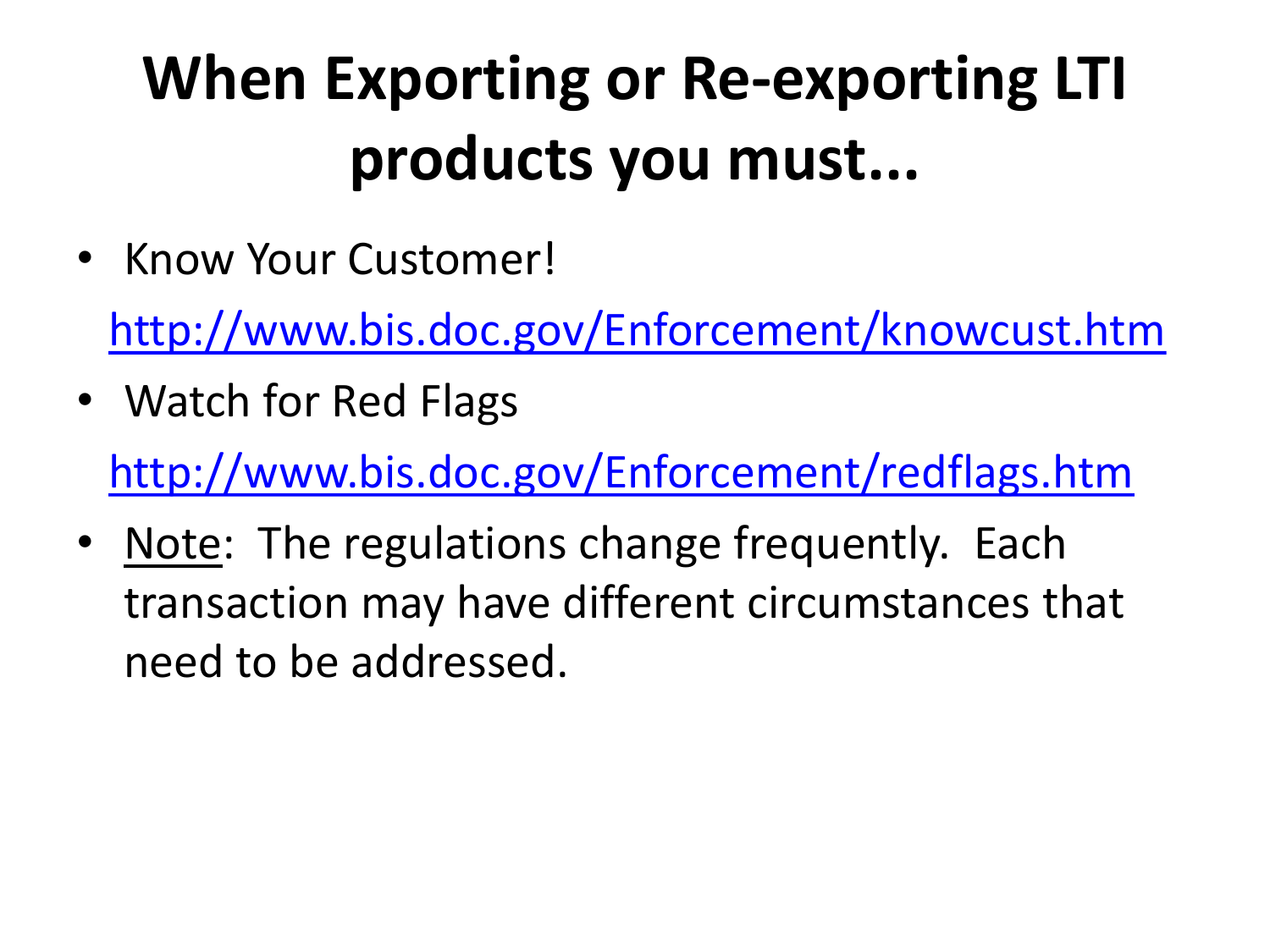# When Exporting or Re-exporting LTI products you must...

- Know Your Customer!

  http://www.bis.doc.gov/Enforcement/knowcust.htm

- Watch for Red Flags

  http://www.bis.doc.gov/Enforcement/redflags.htm

- <u>Note</u>: The regulations change frequently. Each transaction may have different circumstances that need to be addressed.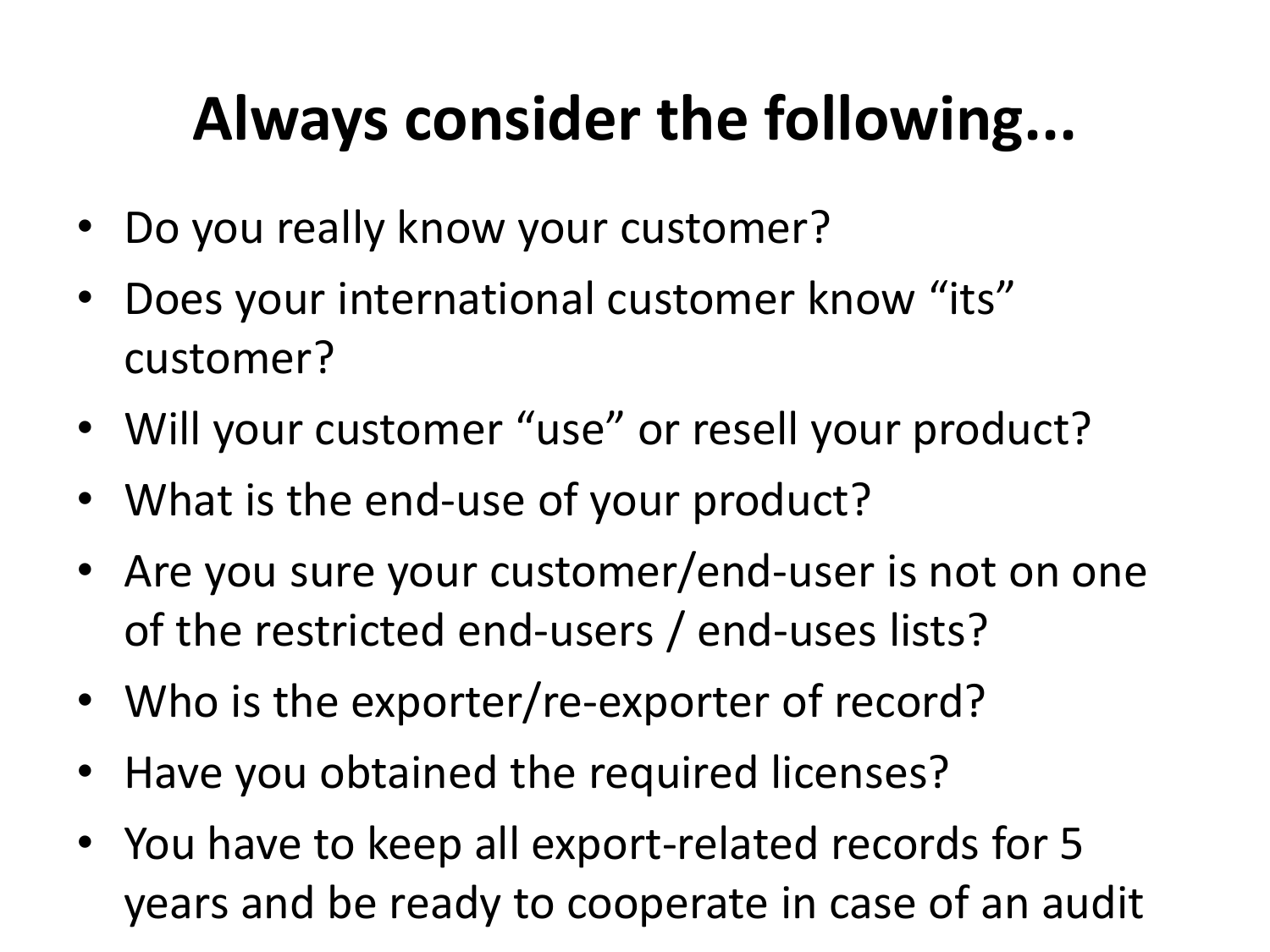# Always consider the following...

- Do you really know your customer?
- Does your international customer know “its” customer?
- Will your customer “use” or resell your product?
- What is the end-use of your product?
- Are you sure your customer/end-user is not on one of the restricted end-users / end-uses lists?
- Who is the exporter/re-exporter of record?
- Have you obtained the required licenses?
- You have to keep all export-related records for 5 years and be ready to cooperate in case of an audit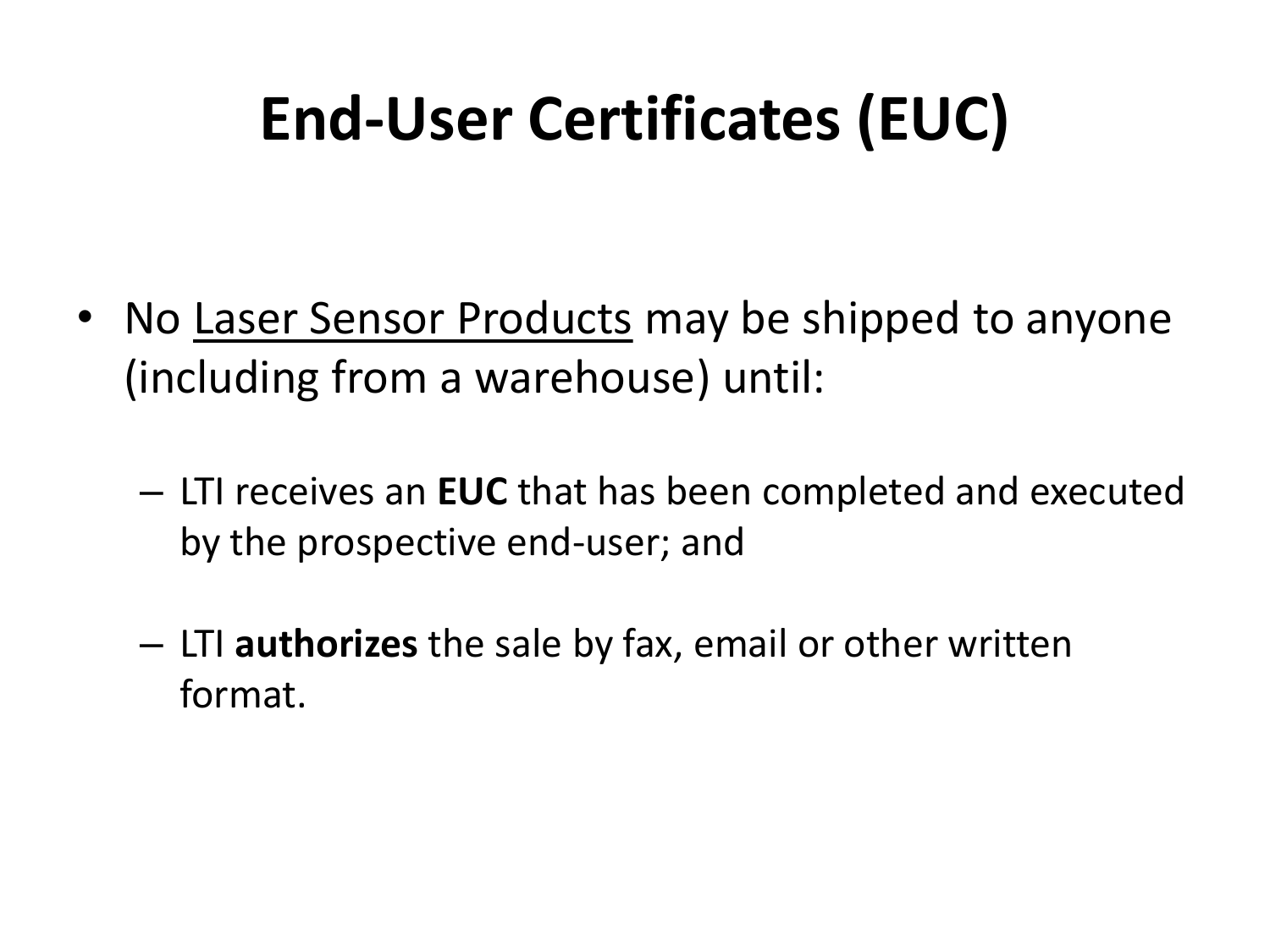# End-User Certificates (EUC)

- No <u>Laser Sensor Products</u> may be shipped to anyone (including from a warehouse) until:
  - LTI receives an **EUC** that has been completed and executed by the prospective end-user; and
  - LTI **authorizes** the sale by fax, email or other written format.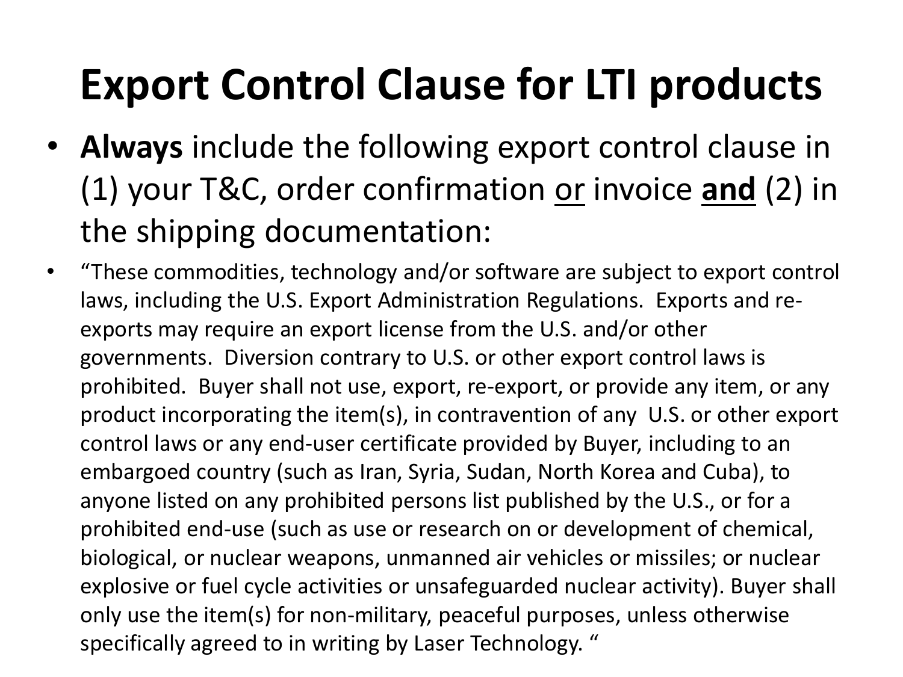# Export Control Clause for LTI products

- **Always** include the following export control clause in (1) your T&C, order confirmation <u>or</u> invoice <u>**and**</u> (2) in the shipping documentation:
- "These commodities, technology and/or software are subject to export control laws, including the U.S. Export Administration Regulations. Exports and re-exports may require an export license from the U.S. and/or other governments. Diversion contrary to U.S. or other export control laws is prohibited. Buyer shall not use, export, re-export, or provide any item, or any product incorporating the item(s), in contravention of any U.S. or other export control laws or any end-user certificate provided by Buyer, including to an embargoed country (such as Iran, Syria, Sudan, North Korea and Cuba), to anyone listed on any prohibited persons list published by the U.S., or for a prohibited end-use (such as use or research on or development of chemical, biological, or nuclear weapons, unmanned air vehicles or missiles; or nuclear explosive or fuel cycle activities or unsafeguarded nuclear activity). Buyer shall only use the item(s) for non-military, peaceful purposes, unless otherwise specifically agreed to in writing by Laser Technology. "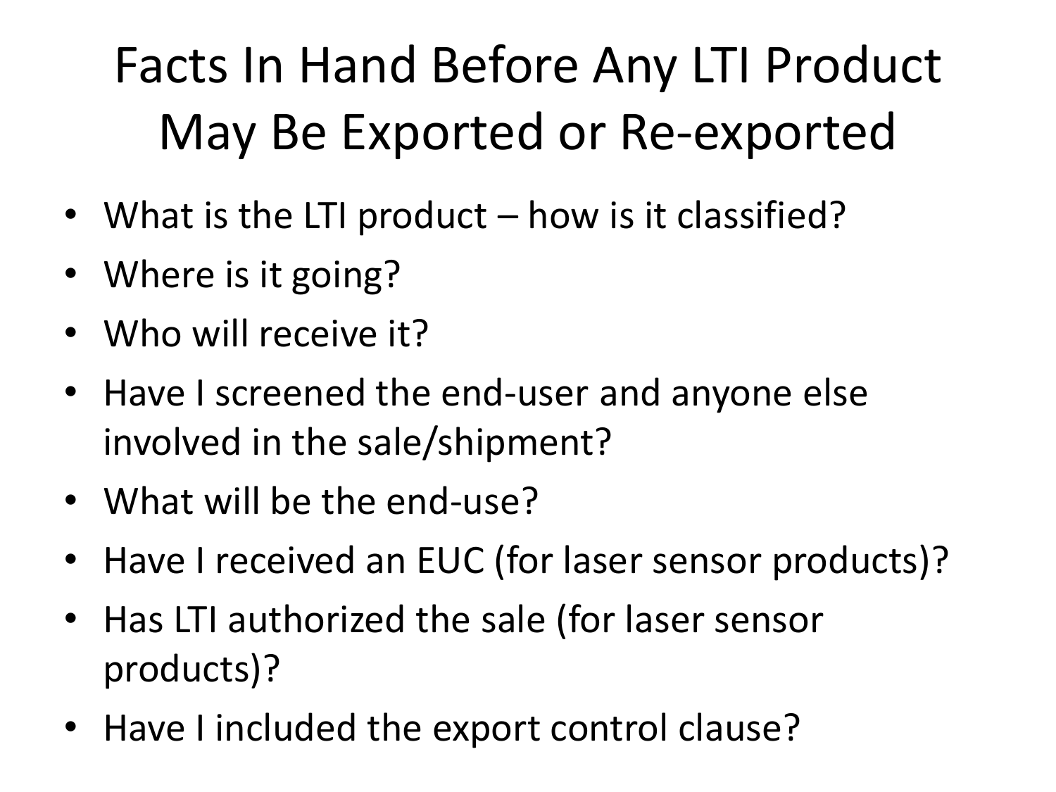# Facts In Hand Before Any LTI Product May Be Exported or Re-exported

- What is the LTI product – how is it classified?
- Where is it going?
- Who will receive it?
- Have I screened the end-user and anyone else involved in the sale/shipment?
- What will be the end-use?
- Have I received an EUC (for laser sensor products)?
- Has LTI authorized the sale (for laser sensor products)?
- Have I included the export control clause?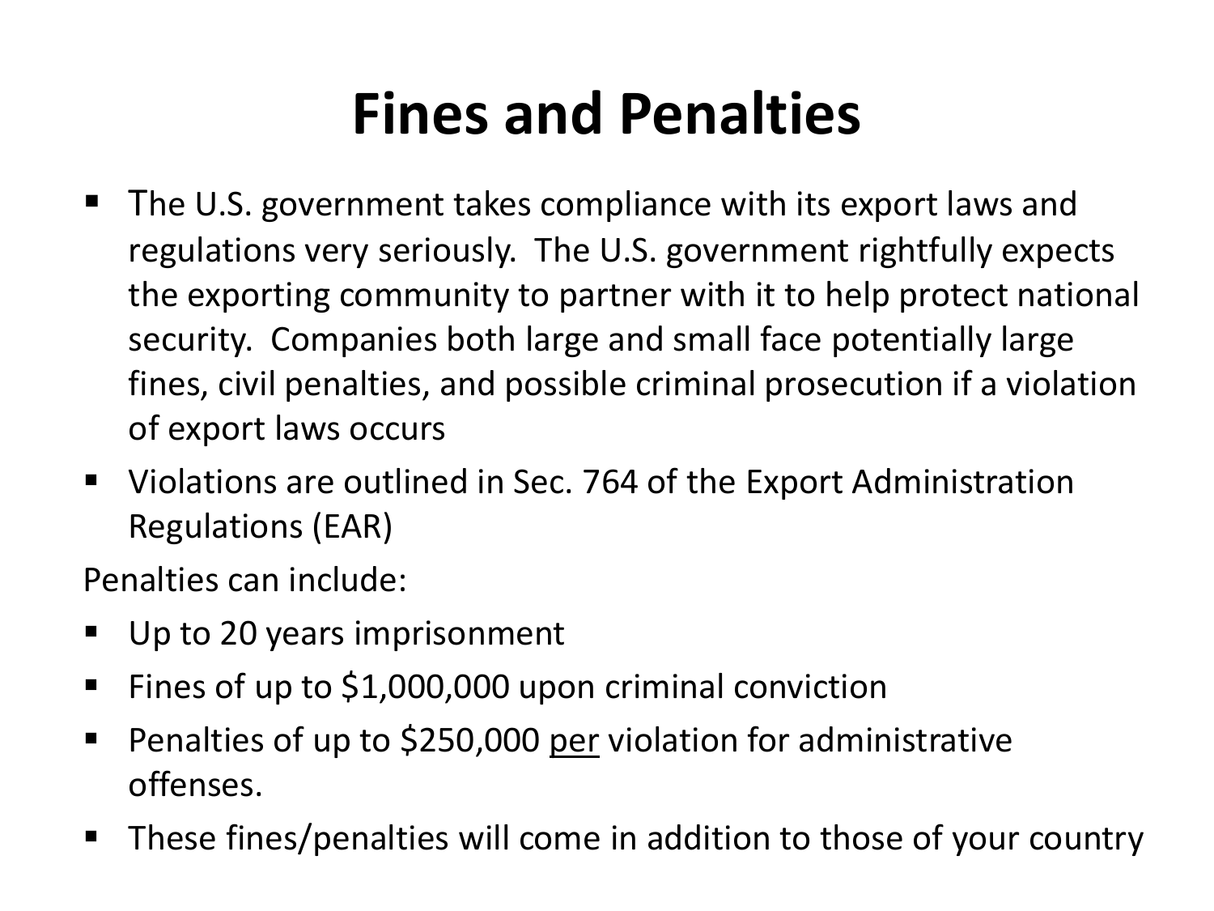# Fines and Penalties

- The U.S. government takes compliance with its export laws and regulations very seriously. The U.S. government rightfully expects the exporting community to partner with it to help protect national security. Companies both large and small face potentially large fines, civil penalties, and possible criminal prosecution if a violation of export laws occurs
- Violations are outlined in Sec. 764 of the Export Administration Regulations (EAR)

Penalties can include:

- Up to 20 years imprisonment
- Fines of up to $1,000,000 upon criminal conviction
- Penalties of up to $250,000 <u>per</u> violation for administrative offenses.
- These fines/penalties will come in addition to those of your country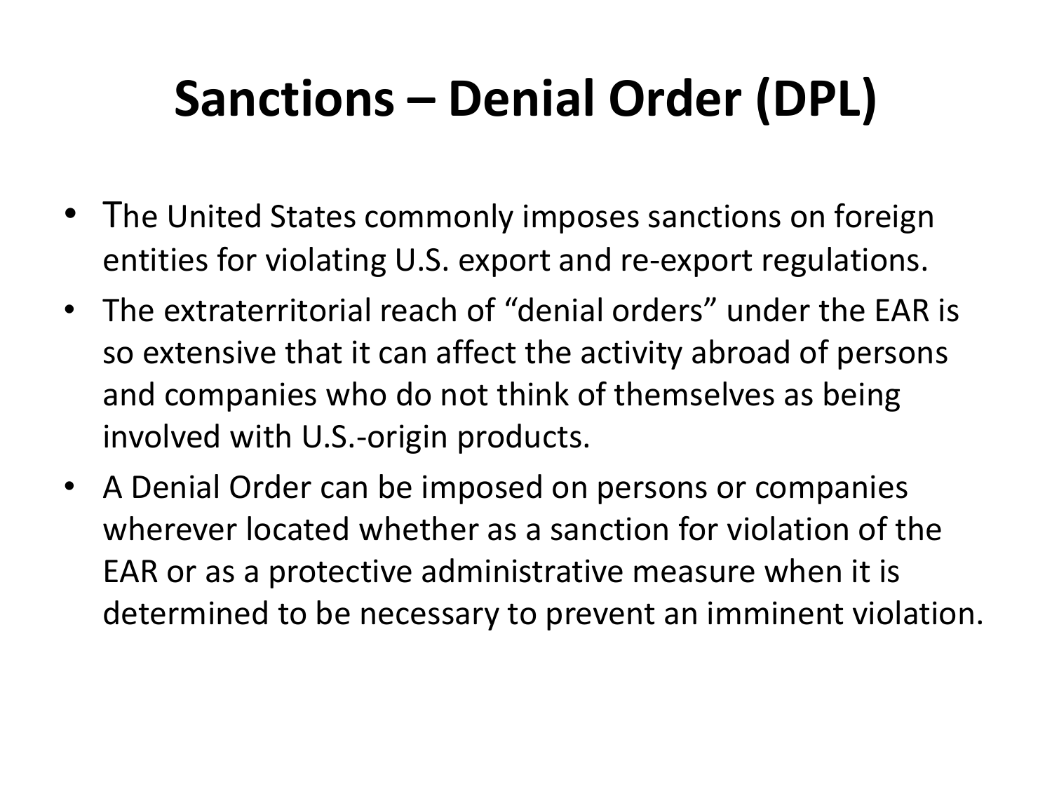# Sanctions – Denial Order (DPL)

- The United States commonly imposes sanctions on foreign entities for violating U.S. export and re-export regulations.
- The extraterritorial reach of "denial orders" under the EAR is so extensive that it can affect the activity abroad of persons and companies who do not think of themselves as being involved with U.S.-origin products.
- A Denial Order can be imposed on persons or companies wherever located whether as a sanction for violation of the EAR or as a protective administrative measure when it is determined to be necessary to prevent an imminent violation.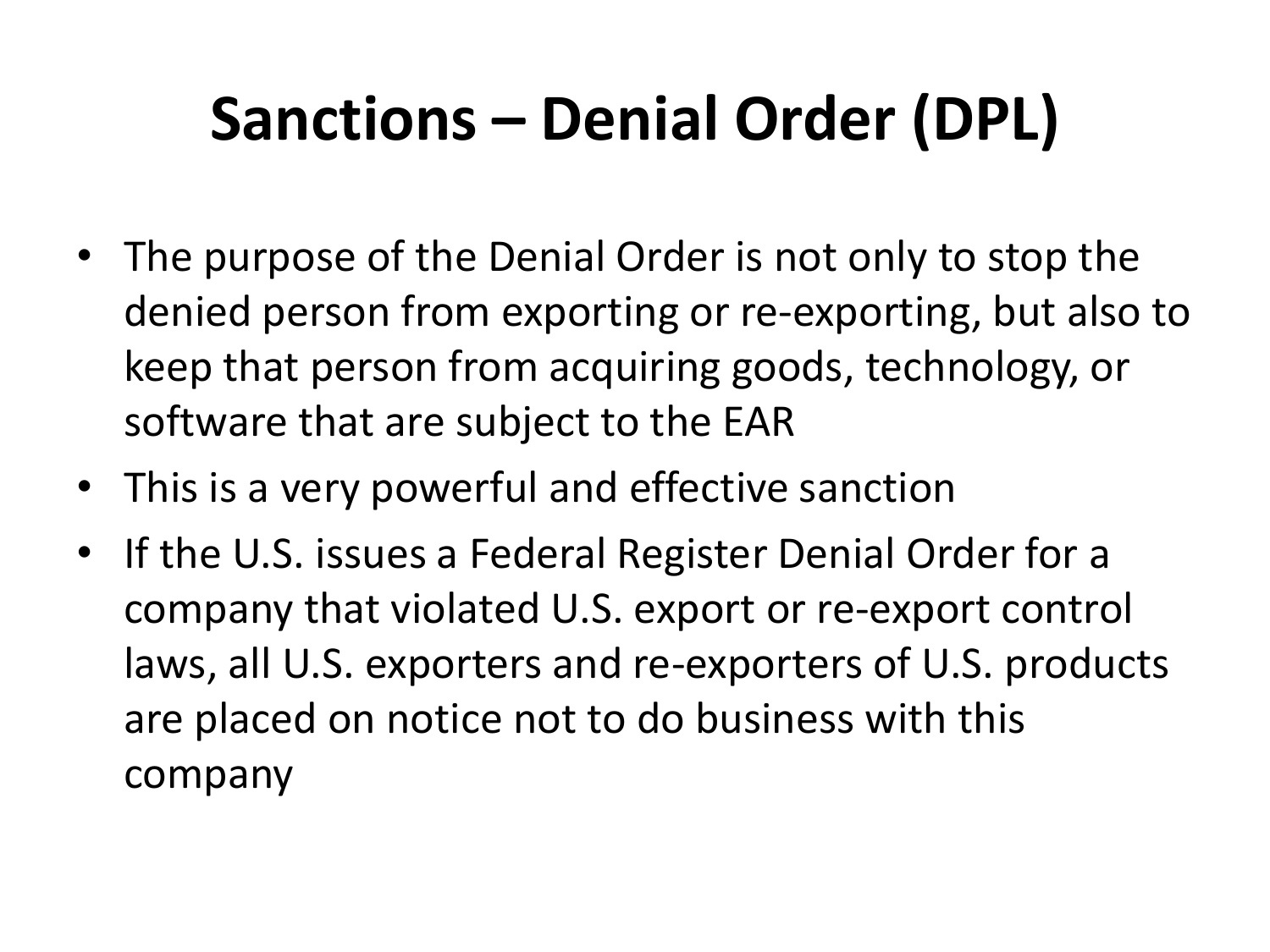# Sanctions – Denial Order (DPL)

- The purpose of the Denial Order is not only to stop the denied person from exporting or re-exporting, but also to keep that person from acquiring goods, technology, or software that are subject to the EAR
- This is a very powerful and effective sanction
- If the U.S. issues a Federal Register Denial Order for a company that violated U.S. export or re-export control laws, all U.S. exporters and re-exporters of U.S. products are placed on notice not to do business with this company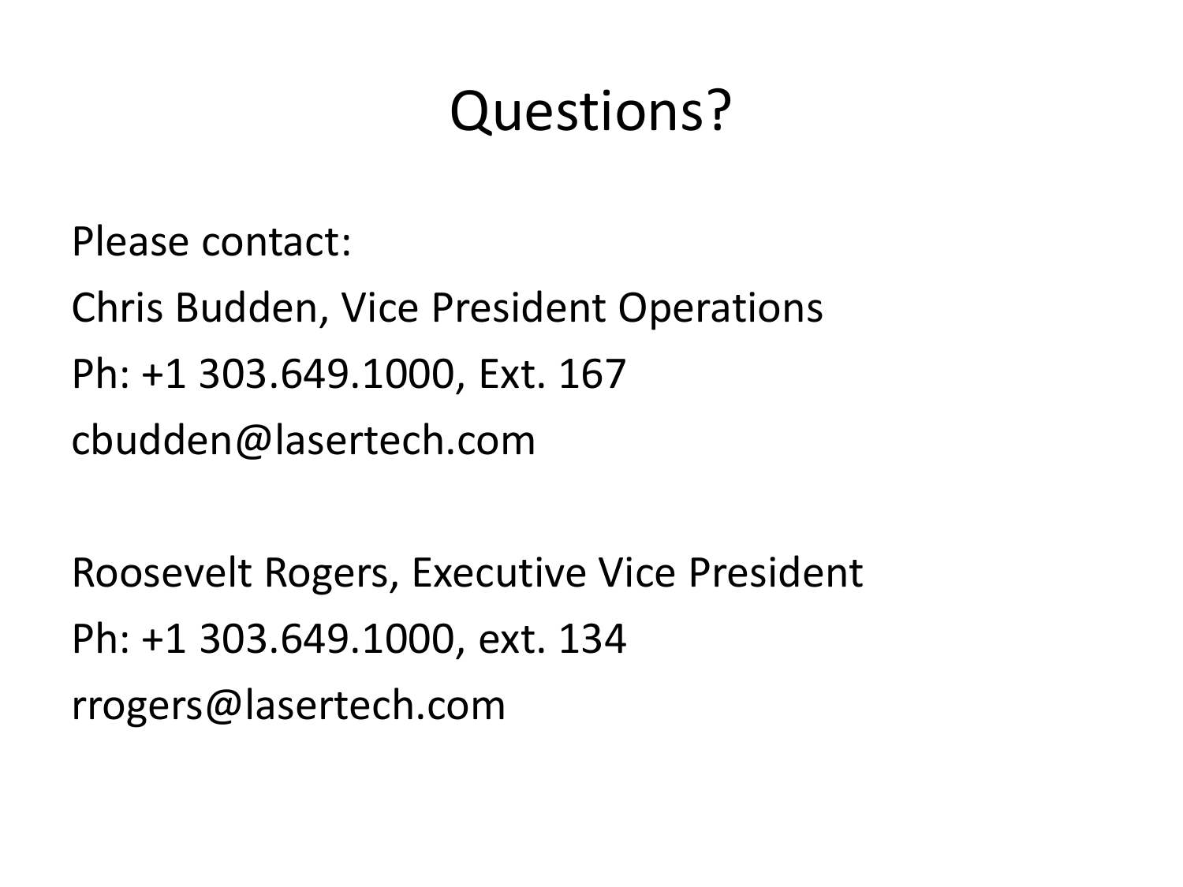# Questions?

Please contact:

Chris Budden, Vice President Operations

Ph: +1 303.649.1000, Ext. 167

cbudden@lasertech.com

Roosevelt Rogers, Executive Vice President

Ph: +1 303.649.1000, ext. 134

rrogers@lasertech.com